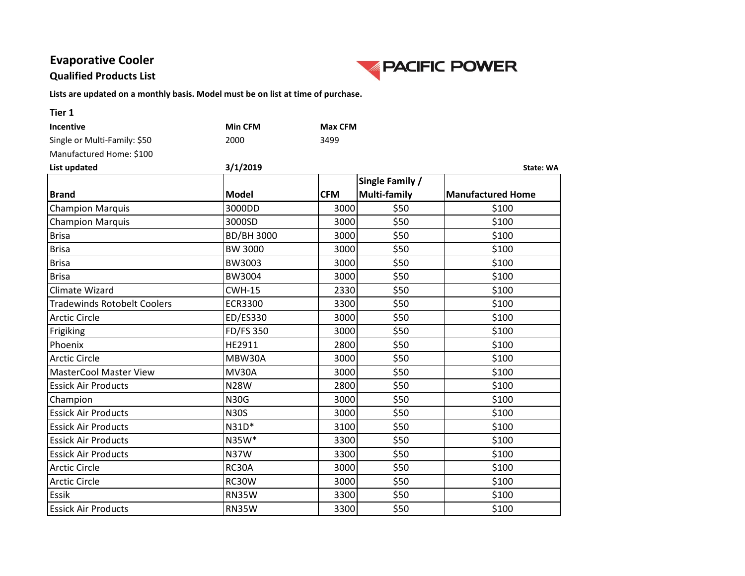# Evaporative Cooler

## Qualified Products List

PACIFIC POWER

**Lists are updated on a monthly basis. Model must be on list at time of purchase.**

### Tier 1

| **Incentive** | **Min CFM** | **Max CFM** |
|---|---|---|
| Single or Multi-Family: $50 | 2000 | 3499 |
| Manufactured Home: $100 | | |

**List updated** **3/1/2019** **State: WA**

| Brand | Model | CFM | Single Family / Multi-family | Manufactured Home |
|---|---|---|---|---|
| Champion Marquis | 3000DD | 3000 | $50 | $100 |
| Champion Marquis | 3000SD | 3000 | $50 | $100 |
| Brisa | BD/BH 3000 | 3000 | $50 | $100 |
| Brisa | BW 3000 | 3000 | $50 | $100 |
| Brisa | BW3003 | 3000 | $50 | $100 |
| Brisa | BW3004 | 3000 | $50 | $100 |
| Climate Wizard | CWH-15 | 2330 | $50 | $100 |
| Tradewinds Rotobelt Coolers | ECR3300 | 3300 | $50 | $100 |
| Arctic Circle | ED/ES330 | 3000 | $50 | $100 |
| Frigiking | FD/FS 350 | 3000 | $50 | $100 |
| Phoenix | HE2911 | 2800 | $50 | $100 |
| Arctic Circle | MBW30A | 3000 | $50 | $100 |
| MasterCool Master View | MV30A | 3000 | $50 | $100 |
| Essick Air Products | N28W | 2800 | $50 | $100 |
| Champion | N30G | 3000 | $50 | $100 |
| Essick Air Products | N30S | 3000 | $50 | $100 |
| Essick Air Products | N31D* | 3100 | $50 | $100 |
| Essick Air Products | N35W* | 3300 | $50 | $100 |
| Essick Air Products | N37W | 3300 | $50 | $100 |
| Arctic Circle | RC30A | 3000 | $50 | $100 |
| Arctic Circle | RC30W | 3000 | $50 | $100 |
| Essik | RN35W | 3300 | $50 | $100 |
| Essick Air Products | RN35W | 3300 | $50 | $100 |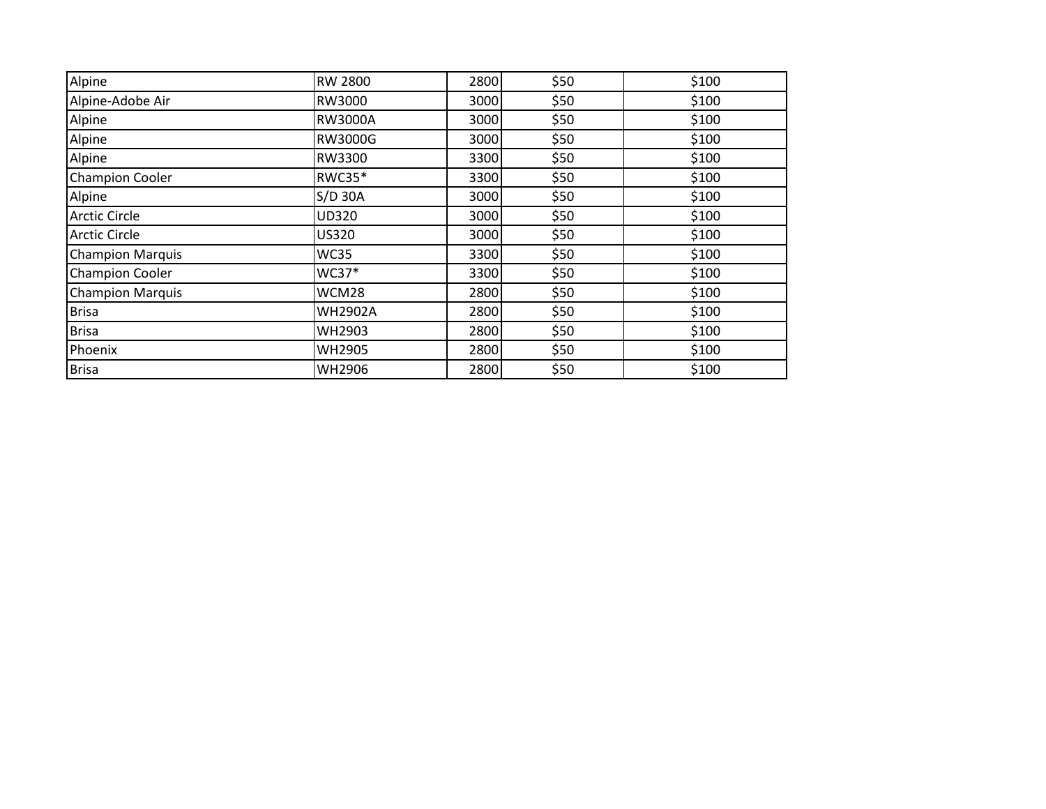| | | | | |
|---|---|---|---|---|
| Alpine | RW 2800 | 2800 | $50 | $100 |
| Alpine-Adobe Air | RW3000 | 3000 | $50 | $100 |
| Alpine | RW3000A | 3000 | $50 | $100 |
| Alpine | RW3000G | 3000 | $50 | $100 |
| Alpine | RW3300 | 3300 | $50 | $100 |
| Champion Cooler | RWC35* | 3300 | $50 | $100 |
| Alpine | S/D 30A | 3000 | $50 | $100 |
| Arctic Circle | UD320 | 3000 | $50 | $100 |
| Arctic Circle | US320 | 3000 | $50 | $100 |
| Champion Marquis | WC35 | 3300 | $50 | $100 |
| Champion Cooler | WC37* | 3300 | $50 | $100 |
| Champion Marquis | WCM28 | 2800 | $50 | $100 |
| Brisa | WH2902A | 2800 | $50 | $100 |
| Brisa | WH2903 | 2800 | $50 | $100 |
| Phoenix | WH2905 | 2800 | $50 | $100 |
| Brisa | WH2906 | 2800 | $50 | $100 |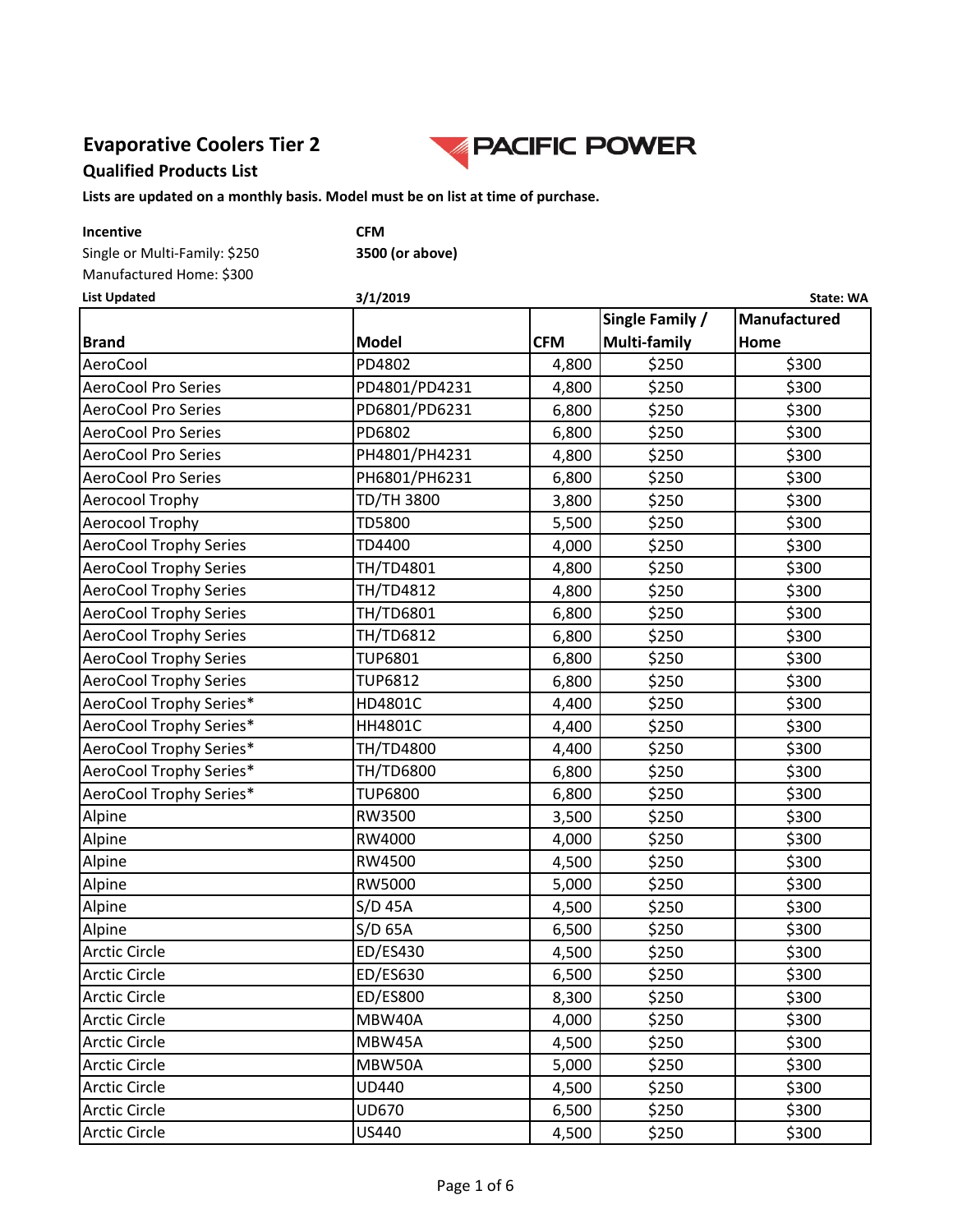# Evaporative Coolers Tier 2

## Qualified Products List

**Lists are updated on a monthly basis. Model must be on list at time of purchase.**

**Incentive**
Single or Multi-Family: $250
Manufactured Home: $300

**CFM**
**3500 (or above)**

**List Updated** **3/1/2019** **State: WA**

| Brand | Model | CFM | Single Family / Multi-family | Manufactured Home |
|---|---|---|---|---|
| AeroCool | PD4802 | 4,800 | $250 | $300 |
| AeroCool Pro Series | PD4801/PD4231 | 4,800 | $250 | $300 |
| AeroCool Pro Series | PD6801/PD6231 | 6,800 | $250 | $300 |
| AeroCool Pro Series | PD6802 | 6,800 | $250 | $300 |
| AeroCool Pro Series | PH4801/PH4231 | 4,800 | $250 | $300 |
| AeroCool Pro Series | PH6801/PH6231 | 6,800 | $250 | $300 |
| Aerocool Trophy | TD/TH 3800 | 3,800 | $250 | $300 |
| Aerocool Trophy | TD5800 | 5,500 | $250 | $300 |
| AeroCool Trophy Series | TD4400 | 4,000 | $250 | $300 |
| AeroCool Trophy Series | TH/TD4801 | 4,800 | $250 | $300 |
| AeroCool Trophy Series | TH/TD4812 | 4,800 | $250 | $300 |
| AeroCool Trophy Series | TH/TD6801 | 6,800 | $250 | $300 |
| AeroCool Trophy Series | TH/TD6812 | 6,800 | $250 | $300 |
| AeroCool Trophy Series | TUP6801 | 6,800 | $250 | $300 |
| AeroCool Trophy Series | TUP6812 | 6,800 | $250 | $300 |
| AeroCool Trophy Series* | HD4801C | 4,400 | $250 | $300 |
| AeroCool Trophy Series* | HH4801C | 4,400 | $250 | $300 |
| AeroCool Trophy Series* | TH/TD4800 | 4,400 | $250 | $300 |
| AeroCool Trophy Series* | TH/TD6800 | 6,800 | $250 | $300 |
| AeroCool Trophy Series* | TUP6800 | 6,800 | $250 | $300 |
| Alpine | RW3500 | 3,500 | $250 | $300 |
| Alpine | RW4000 | 4,000 | $250 | $300 |
| Alpine | RW4500 | 4,500 | $250 | $300 |
| Alpine | RW5000 | 5,000 | $250 | $300 |
| Alpine | S/D 45A | 4,500 | $250 | $300 |
| Alpine | S/D 65A | 6,500 | $250 | $300 |
| Arctic Circle | ED/ES430 | 4,500 | $250 | $300 |
| Arctic Circle | ED/ES630 | 6,500 | $250 | $300 |
| Arctic Circle | ED/ES800 | 8,300 | $250 | $300 |
| Arctic Circle | MBW40A | 4,000 | $250 | $300 |
| Arctic Circle | MBW45A | 4,500 | $250 | $300 |
| Arctic Circle | MBW50A | 5,000 | $250 | $300 |
| Arctic Circle | UD440 | 4,500 | $250 | $300 |
| Arctic Circle | UD670 | 6,500 | $250 | $300 |
| Arctic Circle | US440 | 4,500 | $250 | $300 |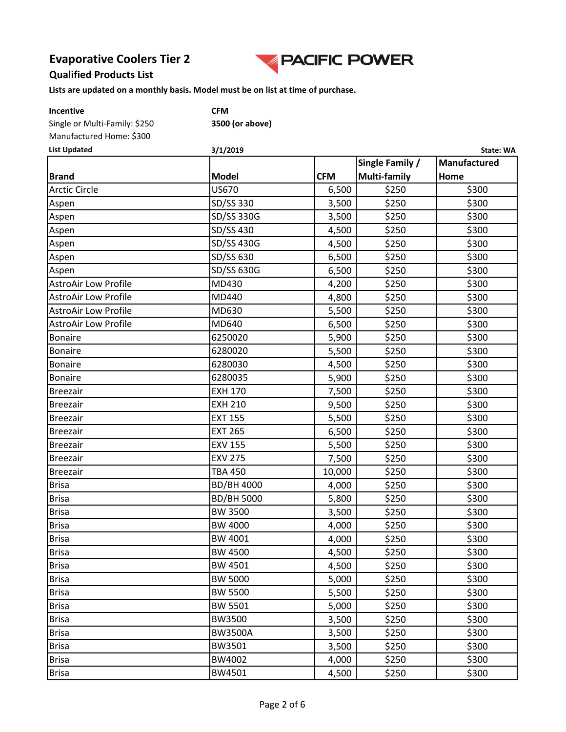## Evaporative Coolers Tier 2

**Qualified Products List**

**Lists are updated on a monthly basis. Model must be on list at time of purchase.**

**Incentive**
Single or Multi-Family: $250
Manufactured Home: $300

**CFM**
**3500 (or above)**

**List Updated** **3/1/2019** **State: WA**

| Brand | Model | CFM | Single Family / Multi-family | Manufactured Home |
|---|---|---|---|---|
| Arctic Circle | US670 | 6,500 | $250 | $300 |
| Aspen | SD/SS 330 | 3,500 | $250 | $300 |
| Aspen | SD/SS 330G | 3,500 | $250 | $300 |
| Aspen | SD/SS 430 | 4,500 | $250 | $300 |
| Aspen | SD/SS 430G | 4,500 | $250 | $300 |
| Aspen | SD/SS 630 | 6,500 | $250 | $300 |
| Aspen | SD/SS 630G | 6,500 | $250 | $300 |
| AstroAir Low Profile | MD430 | 4,200 | $250 | $300 |
| AstroAir Low Profile | MD440 | 4,800 | $250 | $300 |
| AstroAir Low Profile | MD630 | 5,500 | $250 | $300 |
| AstroAir Low Profile | MD640 | 6,500 | $250 | $300 |
| Bonaire | 6250020 | 5,900 | $250 | $300 |
| Bonaire | 6280020 | 5,500 | $250 | $300 |
| Bonaire | 6280030 | 4,500 | $250 | $300 |
| Bonaire | 6280035 | 5,900 | $250 | $300 |
| Breezair | EXH 170 | 7,500 | $250 | $300 |
| Breezair | EXH 210 | 9,500 | $250 | $300 |
| Breezair | EXT 155 | 5,500 | $250 | $300 |
| Breezair | EXT 265 | 6,500 | $250 | $300 |
| Breezair | EXV 155 | 5,500 | $250 | $300 |
| Breezair | EXV 275 | 7,500 | $250 | $300 |
| Breezair | TBA 450 | 10,000 | $250 | $300 |
| Brisa | BD/BH 4000 | 4,000 | $250 | $300 |
| Brisa | BD/BH 5000 | 5,800 | $250 | $300 |
| Brisa | BW 3500 | 3,500 | $250 | $300 |
| Brisa | BW 4000 | 4,000 | $250 | $300 |
| Brisa | BW 4001 | 4,000 | $250 | $300 |
| Brisa | BW 4500 | 4,500 | $250 | $300 |
| Brisa | BW 4501 | 4,500 | $250 | $300 |
| Brisa | BW 5000 | 5,000 | $250 | $300 |
| Brisa | BW 5500 | 5,500 | $250 | $300 |
| Brisa | BW 5501 | 5,000 | $250 | $300 |
| Brisa | BW3500 | 3,500 | $250 | $300 |
| Brisa | BW3500A | 3,500 | $250 | $300 |
| Brisa | BW3501 | 3,500 | $250 | $300 |
| Brisa | BW4002 | 4,000 | $250 | $300 |
| Brisa | BW4501 | 4,500 | $250 | $300 |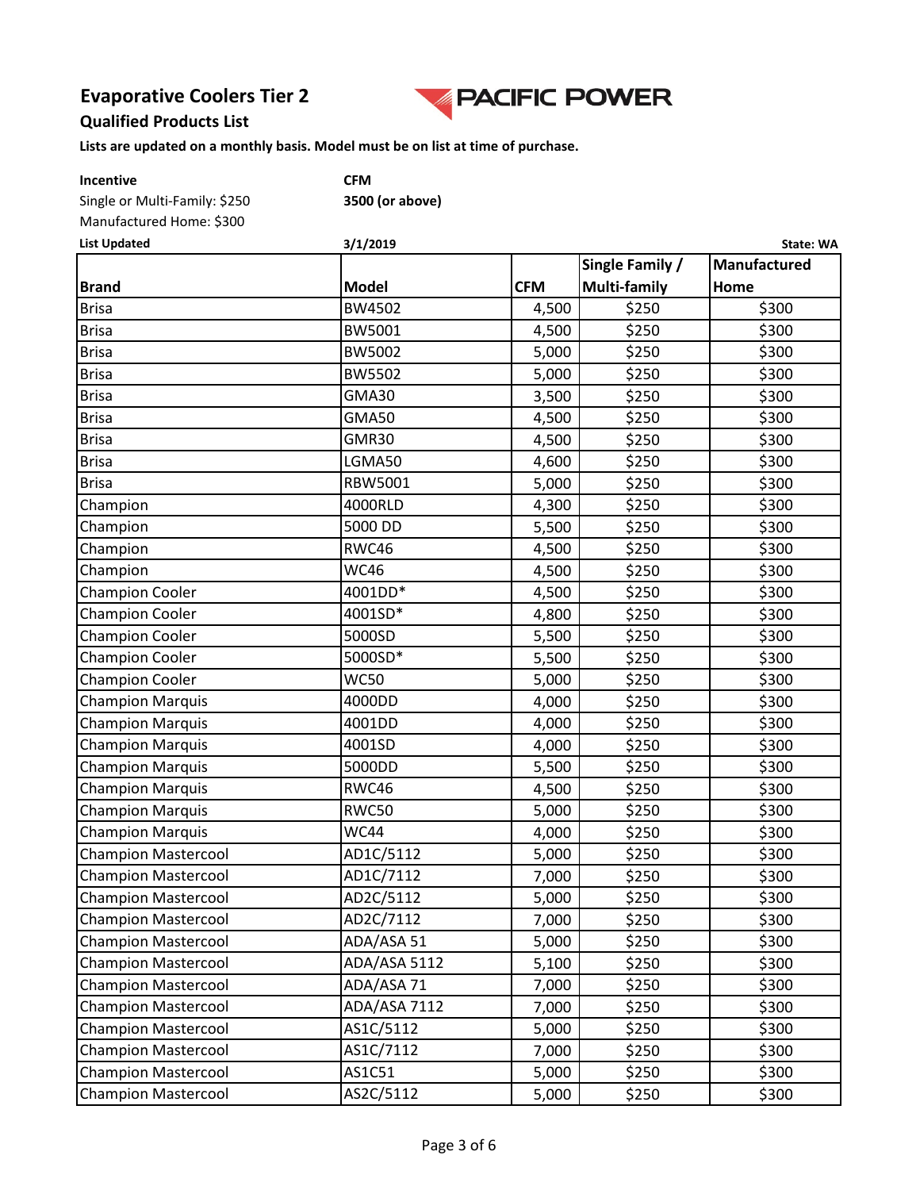# Evaporative Coolers Tier 2

**PACIFIC POWER**

## Qualified Products List

**Lists are updated on a monthly basis. Model must be on list at time of purchase.**

**Incentive**
Single or Multi-Family: $250
Manufactured Home: $300

**CFM**
**3500 (or above)**

**List Updated** **3/1/2019** **State: WA**

| Brand | Model | CFM | Single Family / Multi-family | Manufactured Home |
|---|---|---|---|---|
| Brisa | BW4502 | 4,500 | $250 | $300 |
| Brisa | BW5001 | 4,500 | $250 | $300 |
| Brisa | BW5002 | 5,000 | $250 | $300 |
| Brisa | BW5502 | 5,000 | $250 | $300 |
| Brisa | GMA30 | 3,500 | $250 | $300 |
| Brisa | GMA50 | 4,500 | $250 | $300 |
| Brisa | GMR30 | 4,500 | $250 | $300 |
| Brisa | LGMA50 | 4,600 | $250 | $300 |
| Brisa | RBW5001 | 5,000 | $250 | $300 |
| Champion | 4000RLD | 4,300 | $250 | $300 |
| Champion | 5000 DD | 5,500 | $250 | $300 |
| Champion | RWC46 | 4,500 | $250 | $300 |
| Champion | WC46 | 4,500 | $250 | $300 |
| Champion Cooler | 4001DD* | 4,500 | $250 | $300 |
| Champion Cooler | 4001SD* | 4,800 | $250 | $300 |
| Champion Cooler | 5000SD | 5,500 | $250 | $300 |
| Champion Cooler | 5000SD* | 5,500 | $250 | $300 |
| Champion Cooler | WC50 | 5,000 | $250 | $300 |
| Champion Marquis | 4000DD | 4,000 | $250 | $300 |
| Champion Marquis | 4001DD | 4,000 | $250 | $300 |
| Champion Marquis | 4001SD | 4,000 | $250 | $300 |
| Champion Marquis | 5000DD | 5,500 | $250 | $300 |
| Champion Marquis | RWC46 | 4,500 | $250 | $300 |
| Champion Marquis | RWC50 | 5,000 | $250 | $300 |
| Champion Marquis | WC44 | 4,000 | $250 | $300 |
| Champion Mastercool | AD1C/5112 | 5,000 | $250 | $300 |
| Champion Mastercool | AD1C/7112 | 7,000 | $250 | $300 |
| Champion Mastercool | AD2C/5112 | 5,000 | $250 | $300 |
| Champion Mastercool | AD2C/7112 | 7,000 | $250 | $300 |
| Champion Mastercool | ADA/ASA 51 | 5,000 | $250 | $300 |
| Champion Mastercool | ADA/ASA 5112 | 5,100 | $250 | $300 |
| Champion Mastercool | ADA/ASA 71 | 7,000 | $250 | $300 |
| Champion Mastercool | ADA/ASA 7112 | 7,000 | $250 | $300 |
| Champion Mastercool | AS1C/5112 | 5,000 | $250 | $300 |
| Champion Mastercool | AS1C/7112 | 7,000 | $250 | $300 |
| Champion Mastercool | AS1C51 | 5,000 | $250 | $300 |
| Champion Mastercool | AS2C/5112 | 5,000 | $250 | $300 |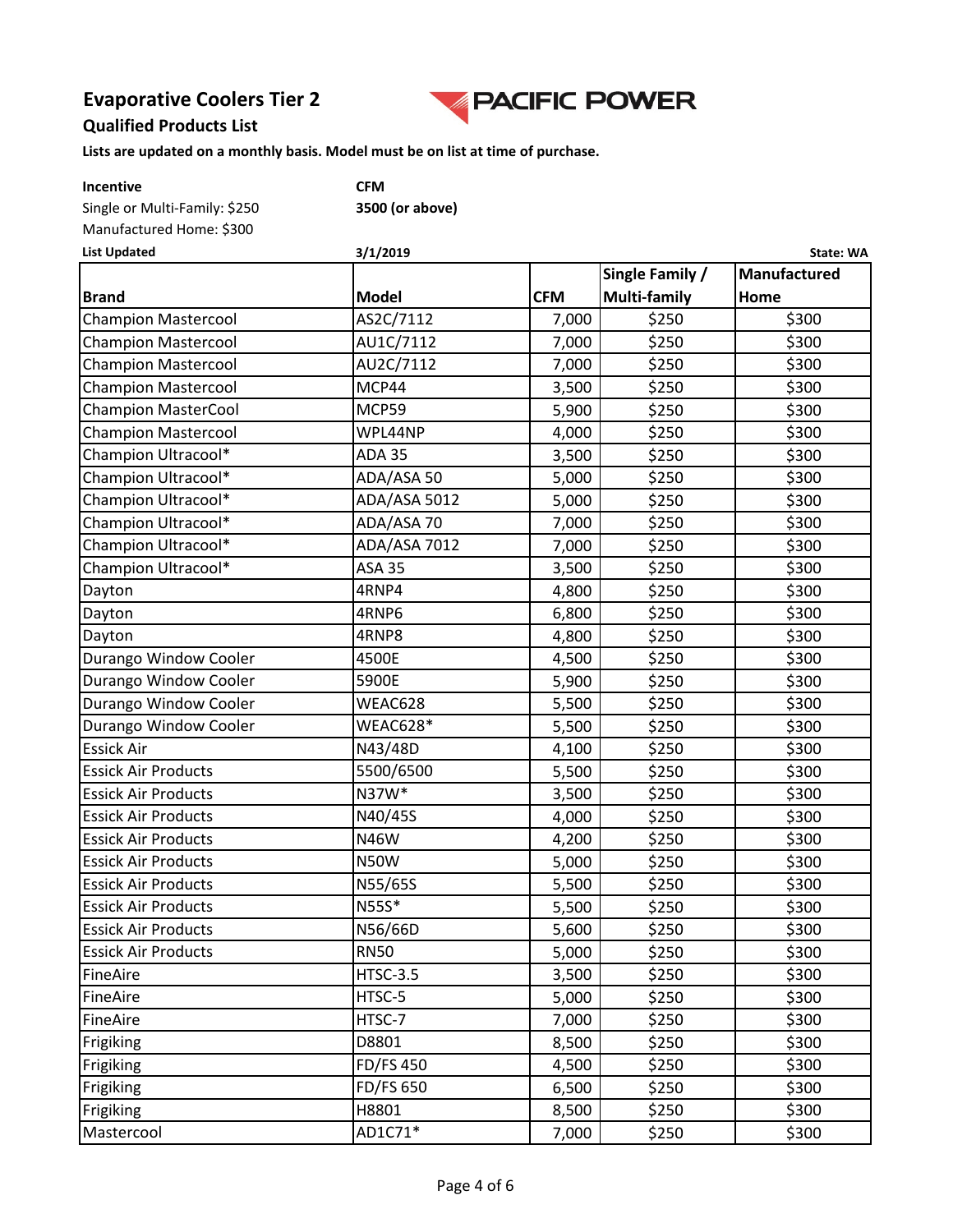# Evaporative Coolers Tier 2

## Qualified Products List

**Lists are updated on a monthly basis. Model must be on list at time of purchase.**

| **Incentive** | **CFM** |
|---|---|
| Single or Multi-Family: $250 | **3500 (or above)** |
| Manufactured Home: $300 | |

**List Updated** **3/1/2019** **State: WA**

| Brand | Model | CFM | Single Family / Multi-family | Manufactured Home |
|---|---|---|---|---|
| Champion Mastercool | AS2C/7112 | 7,000 | $250 | $300 |
| Champion Mastercool | AU1C/7112 | 7,000 | $250 | $300 |
| Champion Mastercool | AU2C/7112 | 7,000 | $250 | $300 |
| Champion Mastercool | MCP44 | 3,500 | $250 | $300 |
| Champion MasterCool | MCP59 | 5,900 | $250 | $300 |
| Champion Mastercool | WPL44NP | 4,000 | $250 | $300 |
| Champion Ultracool* | ADA 35 | 3,500 | $250 | $300 |
| Champion Ultracool* | ADA/ASA 50 | 5,000 | $250 | $300 |
| Champion Ultracool* | ADA/ASA 5012 | 5,000 | $250 | $300 |
| Champion Ultracool* | ADA/ASA 70 | 7,000 | $250 | $300 |
| Champion Ultracool* | ADA/ASA 7012 | 7,000 | $250 | $300 |
| Champion Ultracool* | ASA 35 | 3,500 | $250 | $300 |
| Dayton | 4RNP4 | 4,800 | $250 | $300 |
| Dayton | 4RNP6 | 6,800 | $250 | $300 |
| Dayton | 4RNP8 | 4,800 | $250 | $300 |
| Durango Window Cooler | 4500E | 4,500 | $250 | $300 |
| Durango Window Cooler | 5900E | 5,900 | $250 | $300 |
| Durango Window Cooler | WEAC628 | 5,500 | $250 | $300 |
| Durango Window Cooler | WEAC628* | 5,500 | $250 | $300 |
| Essick Air | N43/48D | 4,100 | $250 | $300 |
| Essick Air Products | 5500/6500 | 5,500 | $250 | $300 |
| Essick Air Products | N37W* | 3,500 | $250 | $300 |
| Essick Air Products | N40/45S | 4,000 | $250 | $300 |
| Essick Air Products | N46W | 4,200 | $250 | $300 |
| Essick Air Products | N50W | 5,000 | $250 | $300 |
| Essick Air Products | N55/65S | 5,500 | $250 | $300 |
| Essick Air Products | N55S* | 5,500 | $250 | $300 |
| Essick Air Products | N56/66D | 5,600 | $250 | $300 |
| Essick Air Products | RN50 | 5,000 | $250 | $300 |
| FineAire | HTSC-3.5 | 3,500 | $250 | $300 |
| FineAire | HTSC-5 | 5,000 | $250 | $300 |
| FineAire | HTSC-7 | 7,000 | $250 | $300 |
| Frigiking | D8801 | 8,500 | $250 | $300 |
| Frigiking | FD/FS 450 | 4,500 | $250 | $300 |
| Frigiking | FD/FS 650 | 6,500 | $250 | $300 |
| Frigiking | H8801 | 8,500 | $250 | $300 |
| Mastercool | AD1C71* | 7,000 | $250 | $300 |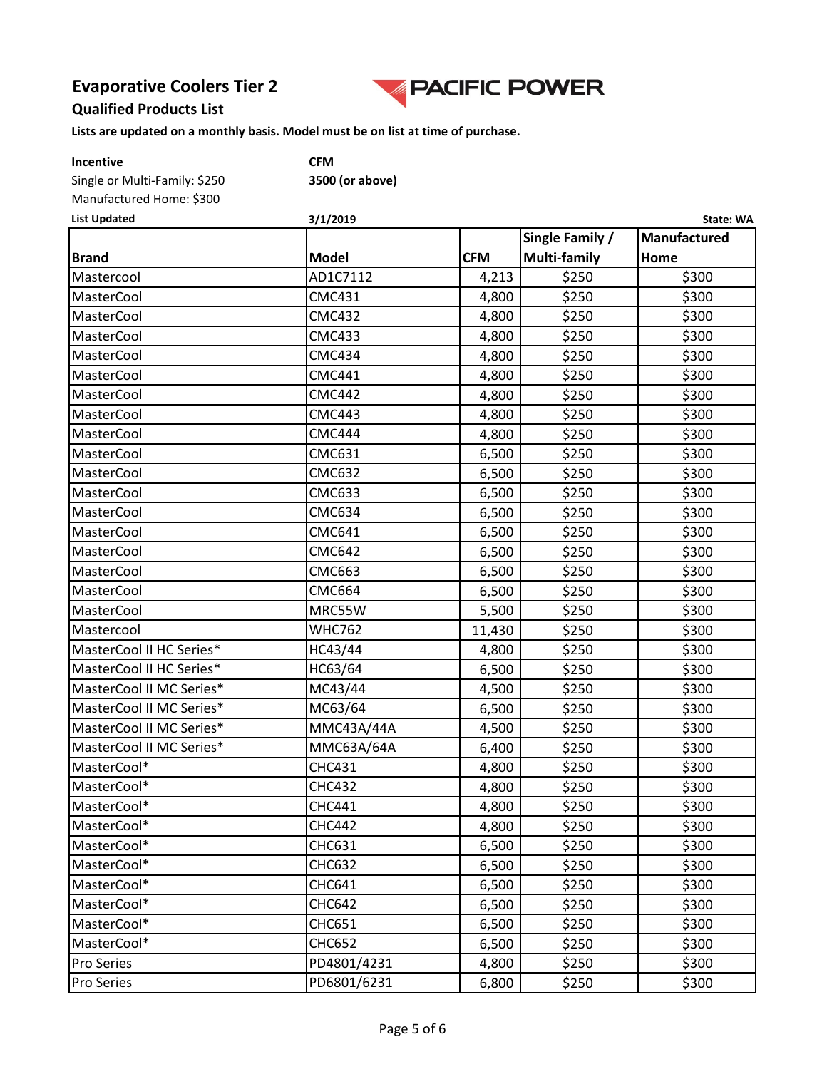# Evaporative Coolers Tier 2

## Qualified Products List

**Lists are updated on a monthly basis. Model must be on list at time of purchase.**

**Incentive**
Single or Multi-Family: $250
Manufactured Home: $300

**CFM**
**3500 (or above)**

**List Updated** **3/1/2019** **State: WA**

| Brand | Model | CFM | Single Family / Multi-family | Manufactured Home |
|---|---|---|---|---|
| Mastercool | AD1C7112 | 4,213 | $250 | $300 |
| MasterCool | CMC431 | 4,800 | $250 | $300 |
| MasterCool | CMC432 | 4,800 | $250 | $300 |
| MasterCool | CMC433 | 4,800 | $250 | $300 |
| MasterCool | CMC434 | 4,800 | $250 | $300 |
| MasterCool | CMC441 | 4,800 | $250 | $300 |
| MasterCool | CMC442 | 4,800 | $250 | $300 |
| MasterCool | CMC443 | 4,800 | $250 | $300 |
| MasterCool | CMC444 | 4,800 | $250 | $300 |
| MasterCool | CMC631 | 6,500 | $250 | $300 |
| MasterCool | CMC632 | 6,500 | $250 | $300 |
| MasterCool | CMC633 | 6,500 | $250 | $300 |
| MasterCool | CMC634 | 6,500 | $250 | $300 |
| MasterCool | CMC641 | 6,500 | $250 | $300 |
| MasterCool | CMC642 | 6,500 | $250 | $300 |
| MasterCool | CMC663 | 6,500 | $250 | $300 |
| MasterCool | CMC664 | 6,500 | $250 | $300 |
| MasterCool | MRC55W | 5,500 | $250 | $300 |
| Mastercool | WHC762 | 11,430 | $250 | $300 |
| MasterCool II HC Series* | HC43/44 | 4,800 | $250 | $300 |
| MasterCool II HC Series* | HC63/64 | 6,500 | $250 | $300 |
| MasterCool II MC Series* | MC43/44 | 4,500 | $250 | $300 |
| MasterCool II MC Series* | MC63/64 | 6,500 | $250 | $300 |
| MasterCool II MC Series* | MMC43A/44A | 4,500 | $250 | $300 |
| MasterCool II MC Series* | MMC63A/64A | 6,400 | $250 | $300 |
| MasterCool* | CHC431 | 4,800 | $250 | $300 |
| MasterCool* | CHC432 | 4,800 | $250 | $300 |
| MasterCool* | CHC441 | 4,800 | $250 | $300 |
| MasterCool* | CHC442 | 4,800 | $250 | $300 |
| MasterCool* | CHC631 | 6,500 | $250 | $300 |
| MasterCool* | CHC632 | 6,500 | $250 | $300 |
| MasterCool* | CHC641 | 6,500 | $250 | $300 |
| MasterCool* | CHC642 | 6,500 | $250 | $300 |
| MasterCool* | CHC651 | 6,500 | $250 | $300 |
| MasterCool* | CHC652 | 6,500 | $250 | $300 |
| Pro Series | PD4801/4231 | 4,800 | $250 | $300 |
| Pro Series | PD6801/6231 | 6,800 | $250 | $300 |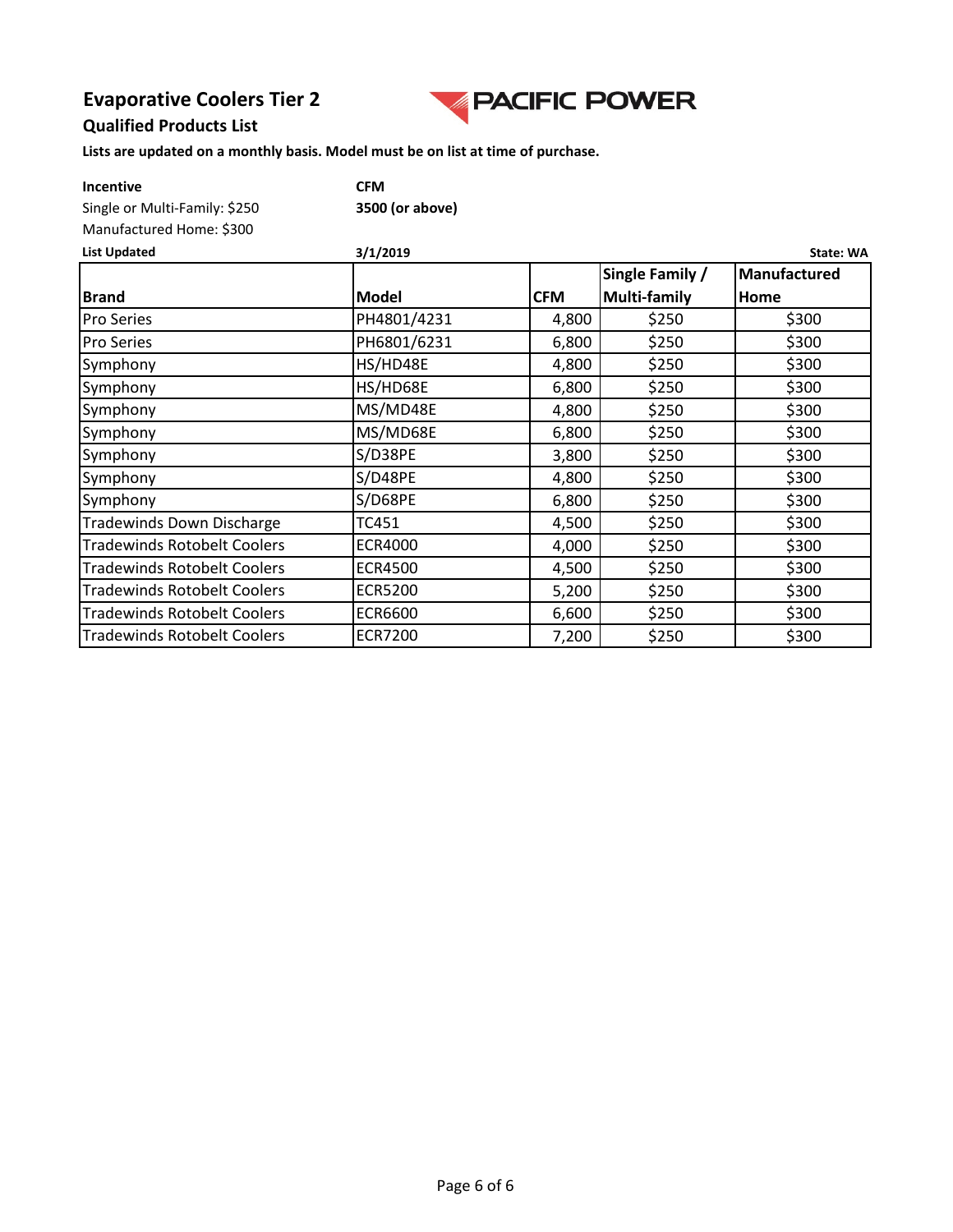# Evaporative Coolers Tier 2

## Qualified Products List

**Lists are updated on a monthly basis. Model must be on list at time of purchase.**

**Incentive**
Single or Multi-Family: $250
Manufactured Home: $300

**CFM**
**3500 (or above)**

**List Updated** **3/1/2019** **State: WA**

| Brand | Model | CFM | Single Family / Multi-family | Manufactured Home |
|---|---|---|---|---|
| Pro Series | PH4801/4231 | 4,800 | $250 | $300 |
| Pro Series | PH6801/6231 | 6,800 | $250 | $300 |
| Symphony | HS/HD48E | 4,800 | $250 | $300 |
| Symphony | HS/HD68E | 6,800 | $250 | $300 |
| Symphony | MS/MD48E | 4,800 | $250 | $300 |
| Symphony | MS/MD68E | 6,800 | $250 | $300 |
| Symphony | S/D38PE | 3,800 | $250 | $300 |
| Symphony | S/D48PE | 4,800 | $250 | $300 |
| Symphony | S/D68PE | 6,800 | $250 | $300 |
| Tradewinds Down Discharge | TC451 | 4,500 | $250 | $300 |
| Tradewinds Rotobelt Coolers | ECR4000 | 4,000 | $250 | $300 |
| Tradewinds Rotobelt Coolers | ECR4500 | 4,500 | $250 | $300 |
| Tradewinds Rotobelt Coolers | ECR5200 | 5,200 | $250 | $300 |
| Tradewinds Rotobelt Coolers | ECR6600 | 6,600 | $250 | $300 |
| Tradewinds Rotobelt Coolers | ECR7200 | 7,200 | $250 | $300 |